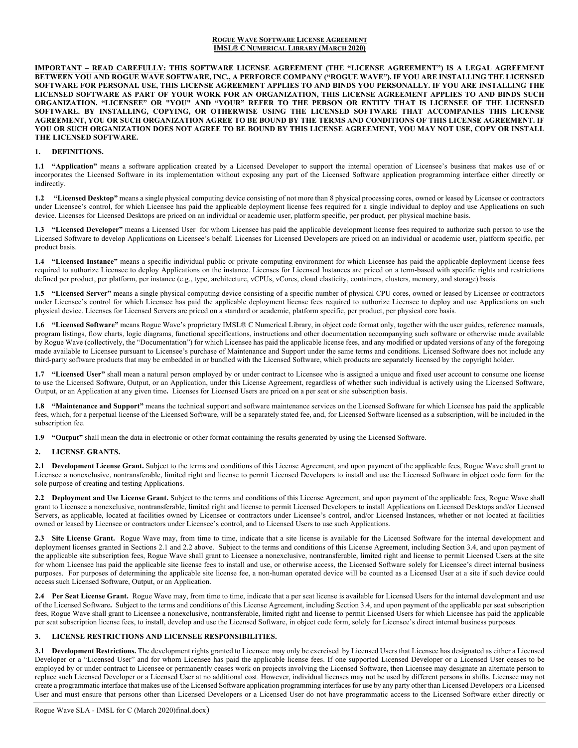**ROGUE WAVE SOFTWARE LICENSE AGREEMENT**
**IMSL® C NUMERICAL LIBRARY (MARCH 2020)**

**IMPORTANT – READ CAREFULLY: THIS SOFTWARE LICENSE AGREEMENT (THE "LICENSE AGREEMENT") IS A LEGAL AGREEMENT BETWEEN YOU AND ROGUE WAVE SOFTWARE, INC., A PERFORCE COMPANY ("ROGUE WAVE"). IF YOU ARE INSTALLING THE LICENSED SOFTWARE FOR PERSONAL USE, THIS LICENSE AGREEMENT APPLIES TO AND BINDS YOU PERSONALLY. IF YOU ARE INSTALLING THE LICENSED SOFTWARE AS PART OF YOUR WORK FOR AN ORGANIZATION, THIS LICENSE AGREEMENT APPLIES TO AND BINDS SUCH ORGANIZATION. "LICENSEE" OR "YOU" AND "YOUR" REFER TO THE PERSON OR ENTITY THAT IS LICENSEE OF THE LICENSED SOFTWARE. BY INSTALLING, COPYING, OR OTHERWISE USING THE LICENSED SOFTWARE THAT ACCOMPANIES THIS LICENSE AGREEMENT, YOU OR SUCH ORGANIZATION AGREE TO BE BOUND BY THE TERMS AND CONDITIONS OF THIS LICENSE AGREEMENT. IF YOU OR SUCH ORGANIZATION DOES NOT AGREE TO BE BOUND BY THIS LICENSE AGREEMENT, YOU MAY NOT USE, COPY OR INSTALL THE LICENSED SOFTWARE.**

## 1. DEFINITIONS.

**1.1 "Application"** means a software application created by a Licensed Developer to support the internal operation of Licensee's business that makes use of or incorporates the Licensed Software in its implementation without exposing any part of the Licensed Software application programming interface either directly or indirectly.

**1.2 "Licensed Desktop"** means a single physical computing device consisting of not more than 8 physical processing cores, owned or leased by Licensee or contractors under Licensee's control, for which Licensee has paid the applicable deployment license fees required for a single individual to deploy and use Applications on such device. Licenses for Licensed Desktops are priced on an individual or academic user, platform specific, per product, per physical machine basis.

**1.3 "Licensed Developer"** means a Licensed User for whom Licensee has paid the applicable development license fees required to authorize such person to use the Licensed Software to develop Applications on Licensee's behalf. Licenses for Licensed Developers are priced on an individual or academic user, platform specific, per product basis.

**1.4 "Licensed Instance"** means a specific individual public or private computing environment for which Licensee has paid the applicable deployment license fees required to authorize Licensee to deploy Applications on the instance. Licenses for Licensed Instances are priced on a term-based with specific rights and restrictions defined per product, per platform, per instance (e.g., type, architecture, vCPUs, vCores, cloud elasticity, containers, clusters, memory, and storage) basis.

**1.5 "Licensed Server"** means a single physical computing device consisting of a specific number of physical CPU cores, owned or leased by Licensee or contractors under Licensee's control for which Licensee has paid the applicable deployment license fees required to authorize Licensee to deploy and use Applications on such physical device. Licenses for Licensed Servers are priced on a standard or academic, platform specific, per product, per physical core basis.

**1.6 "Licensed Software"** means Rogue Wave's proprietary IMSL® C Numerical Library, in object code format only, together with the user guides, reference manuals, program listings, flow charts, logic diagrams, functional specifications, instructions and other documentation accompanying such software or otherwise made available by Rogue Wave (collectively, the "Documentation") for which Licensee has paid the applicable license fees, and any modified or updated versions of any of the foregoing made available to Licensee pursuant to Licensee's purchase of Maintenance and Support under the same terms and conditions. Licensed Software does not include any third-party software products that may be embedded in or bundled with the Licensed Software, which products are separately licensed by the copyright holder.

**1.7 "Licensed User"** shall mean a natural person employed by or under contract to Licensee who is assigned a unique and fixed user account to consume one license to use the Licensed Software, Output, or an Application, under this License Agreement, regardless of whether such individual is actively using the Licensed Software, Output, or an Application at any given time**.** Licenses for Licensed Users are priced on a per seat or site subscription basis.

**1.8 "Maintenance and Support"** means the technical support and software maintenance services on the Licensed Software for which Licensee has paid the applicable fees, which, for a perpetual license of the Licensed Software, will be a separately stated fee, and, for Licensed Software licensed as a subscription, will be included in the subscription fee.

**1.9 "Output"** shall mean the data in electronic or other format containing the results generated by using the Licensed Software.

## 2. LICENSE GRANTS.

**2.1 Development License Grant.** Subject to the terms and conditions of this License Agreement, and upon payment of the applicable fees, Rogue Wave shall grant to Licensee a nonexclusive, nontransferable, limited right and license to permit Licensed Developers to install and use the Licensed Software in object code form for the sole purpose of creating and testing Applications.

**2.2 Deployment and Use License Grant.** Subject to the terms and conditions of this License Agreement, and upon payment of the applicable fees, Rogue Wave shall grant to Licensee a nonexclusive, nontransferable, limited right and license to permit Licensed Developers to install Applications on Licensed Desktops and/or Licensed Servers, as applicable, located at facilities owned by Licensee or contractors under Licensee's control, and/or Licensed Instances, whether or not located at facilities owned or leased by Licensee or contractors under Licensee's control, and to Licensed Users to use such Applications.

**2.3 Site License Grant.** Rogue Wave may, from time to time, indicate that a site license is available for the Licensed Software for the internal development and deployment licenses granted in Sections 2.1 and 2.2 above. Subject to the terms and conditions of this License Agreement, including Section 3.4, and upon payment of the applicable site subscription fees, Rogue Wave shall grant to Licensee a nonexclusive, nontransferable, limited right and license to permit Licensed Users at the site for whom Licensee has paid the applicable site license fees to install and use, or otherwise access, the Licensed Software solely for Licensee's direct internal business purposes. For purposes of determining the applicable site license fee, a non-human operated device will be counted as a Licensed User at a site if such device could access such Licensed Software, Output, or an Application.

**2.4 Per Seat License Grant.** Rogue Wave may, from time to time, indicate that a per seat license is available for Licensed Users for the internal development and use of the Licensed Software**.** Subject to the terms and conditions of this License Agreement, including Section 3.4, and upon payment of the applicable per seat subscription fees, Rogue Wave shall grant to Licensee a nonexclusive, nontransferable, limited right and license to permit Licensed Users for which Licensee has paid the applicable per seat subscription license fees, to install, develop and use the Licensed Software, in object code form, solely for Licensee's direct internal business purposes.

## 3. LICENSE RESTRICTIONS AND LICENSEE RESPONSIBILITIES.

**3.1 Development Restrictions.** The development rights granted to Licensee may only be exercised by Licensed Users that Licensee has designated as either a Licensed Developer or a "Licensed User" and for whom Licensee has paid the applicable license fees. If one supported Licensed Developer or a Licensed User ceases to be employed by or under contract to Licensee or permanently ceases work on projects involving the Licensed Software, then Licensee may designate an alternate person to replace such Licensed Developer or a Licensed User at no additional cost. However, individual licenses may not be used by different persons in shifts. Licensee may not create a programmatic interface that makes use of the Licensed Software application programming interfaces for use by any party other than Licensed Developers or a Licensed User and must ensure that persons other than Licensed Developers or a Licensed User do not have programmatic access to the Licensed Software either directly or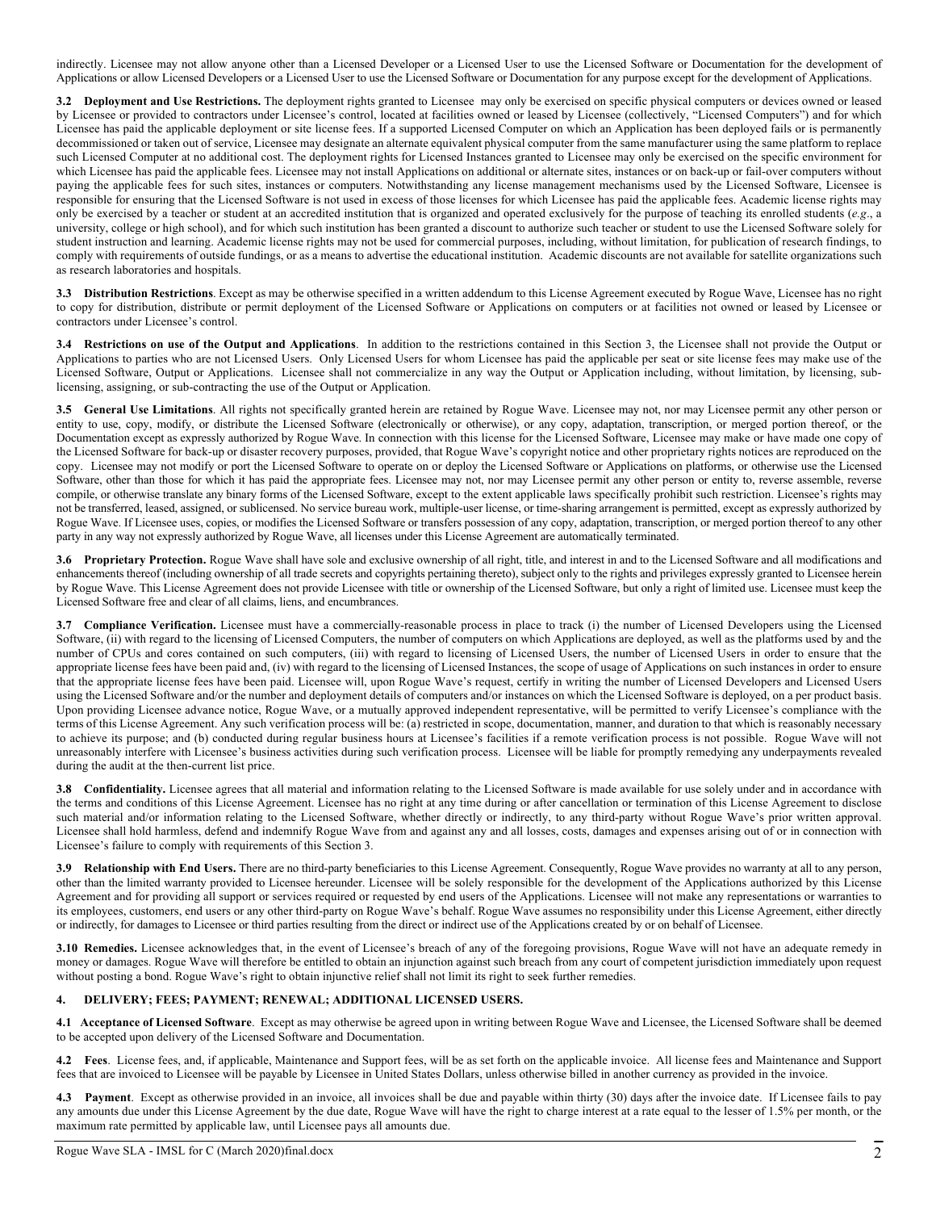indirectly. Licensee may not allow anyone other than a Licensed Developer or a Licensed User to use the Licensed Software or Documentation for the development of Applications or allow Licensed Developers or a Licensed User to use the Licensed Software or Documentation for any purpose except for the development of Applications.

**3.2 Deployment and Use Restrictions.** The deployment rights granted to Licensee may only be exercised on specific physical computers or devices owned or leased by Licensee or provided to contractors under Licensee's control, located at facilities owned or leased by Licensee (collectively, "Licensed Computers") and for which Licensee has paid the applicable deployment or site license fees. If a supported Licensed Computer on which an Application has been deployed fails or is permanently decommissioned or taken out of service, Licensee may designate an alternate equivalent physical computer from the same manufacturer using the same platform to replace such Licensed Computer at no additional cost. The deployment rights for Licensed Instances granted to Licensee may only be exercised on the specific environment for which Licensee has paid the applicable fees. Licensee may not install Applications on additional or alternate sites, instances or on back-up or fail-over computers without paying the applicable fees for such sites, instances or computers. Notwithstanding any license management mechanisms used by the Licensed Software, Licensee is responsible for ensuring that the Licensed Software is not used in excess of those licenses for which Licensee has paid the applicable fees. Academic license rights may only be exercised by a teacher or student at an accredited institution that is organized and operated exclusively for the purpose of teaching its enrolled students (*e.g*., a university, college or high school), and for which such institution has been granted a discount to authorize such teacher or student to use the Licensed Software solely for student instruction and learning. Academic license rights may not be used for commercial purposes, including, without limitation, for publication of research findings, to comply with requirements of outside fundings, or as a means to advertise the educational institution. Academic discounts are not available for satellite organizations such as research laboratories and hospitals.

**3.3 Distribution Restrictions**. Except as may be otherwise specified in a written addendum to this License Agreement executed by Rogue Wave, Licensee has no right to copy for distribution, distribute or permit deployment of the Licensed Software or Applications on computers or at facilities not owned or leased by Licensee or contractors under Licensee's control.

**3.4 Restrictions on use of the Output and Applications**. In addition to the restrictions contained in this Section 3, the Licensee shall not provide the Output or Applications to parties who are not Licensed Users. Only Licensed Users for whom Licensee has paid the applicable per seat or site license fees may make use of the Licensed Software, Output or Applications. Licensee shall not commercialize in any way the Output or Application including, without limitation, by licensing, sub-licensing, assigning, or sub-contracting the use of the Output or Application.

**3.5 General Use Limitations**. All rights not specifically granted herein are retained by Rogue Wave. Licensee may not, nor may Licensee permit any other person or entity to use, copy, modify, or distribute the Licensed Software (electronically or otherwise), or any copy, adaptation, transcription, or merged portion thereof, or the Documentation except as expressly authorized by Rogue Wave. In connection with this license for the Licensed Software, Licensee may make or have made one copy of the Licensed Software for back-up or disaster recovery purposes, provided, that Rogue Wave's copyright notice and other proprietary rights notices are reproduced on the copy. Licensee may not modify or port the Licensed Software to operate on or deploy the Licensed Software or Applications on platforms, or otherwise use the Licensed Software, other than those for which it has paid the appropriate fees. Licensee may not, nor may Licensee permit any other person or entity to, reverse assemble, reverse compile, or otherwise translate any binary forms of the Licensed Software, except to the extent applicable laws specifically prohibit such restriction. Licensee's rights may not be transferred, leased, assigned, or sublicensed. No service bureau work, multiple-user license, or time-sharing arrangement is permitted, except as expressly authorized by Rogue Wave. If Licensee uses, copies, or modifies the Licensed Software or transfers possession of any copy, adaptation, transcription, or merged portion thereof to any other party in any way not expressly authorized by Rogue Wave, all licenses under this License Agreement are automatically terminated.

**3.6 Proprietary Protection.** Rogue Wave shall have sole and exclusive ownership of all right, title, and interest in and to the Licensed Software and all modifications and enhancements thereof (including ownership of all trade secrets and copyrights pertaining thereto), subject only to the rights and privileges expressly granted to Licensee herein by Rogue Wave. This License Agreement does not provide Licensee with title or ownership of the Licensed Software, but only a right of limited use. Licensee must keep the Licensed Software free and clear of all claims, liens, and encumbrances.

**3.7 Compliance Verification.** Licensee must have a commercially-reasonable process in place to track (i) the number of Licensed Developers using the Licensed Software, (ii) with regard to the licensing of Licensed Computers, the number of computers on which Applications are deployed, as well as the platforms used by and the number of CPUs and cores contained on such computers, (iii) with regard to licensing of Licensed Users, the number of Licensed Users in order to ensure that the appropriate license fees have been paid and, (iv) with regard to the licensing of Licensed Instances, the scope of usage of Applications on such instances in order to ensure that the appropriate license fees have been paid. Licensee will, upon Rogue Wave's request, certify in writing the number of Licensed Developers and Licensed Users using the Licensed Software and/or the number and deployment details of computers and/or instances on which the Licensed Software is deployed, on a per product basis. Upon providing Licensee advance notice, Rogue Wave, or a mutually approved independent representative, will be permitted to verify Licensee's compliance with the terms of this License Agreement. Any such verification process will be: (a) restricted in scope, documentation, manner, and duration to that which is reasonably necessary to achieve its purpose; and (b) conducted during regular business hours at Licensee's facilities if a remote verification process is not possible. Rogue Wave will not unreasonably interfere with Licensee's business activities during such verification process. Licensee will be liable for promptly remedying any underpayments revealed during the audit at the then-current list price.

**3.8 Confidentiality.** Licensee agrees that all material and information relating to the Licensed Software is made available for use solely under and in accordance with the terms and conditions of this License Agreement. Licensee has no right at any time during or after cancellation or termination of this License Agreement to disclose such material and/or information relating to the Licensed Software, whether directly or indirectly, to any third-party without Rogue Wave's prior written approval. Licensee shall hold harmless, defend and indemnify Rogue Wave from and against any and all losses, costs, damages and expenses arising out of or in connection with Licensee's failure to comply with requirements of this Section 3.

**3.9 Relationship with End Users.** There are no third-party beneficiaries to this License Agreement. Consequently, Rogue Wave provides no warranty at all to any person, other than the limited warranty provided to Licensee hereunder. Licensee will be solely responsible for the development of the Applications authorized by this License Agreement and for providing all support or services required or requested by end users of the Applications. Licensee will not make any representations or warranties to its employees, customers, end users or any other third-party on Rogue Wave's behalf. Rogue Wave assumes no responsibility under this License Agreement, either directly or indirectly, for damages to Licensee or third parties resulting from the direct or indirect use of the Applications created by or on behalf of Licensee.

**3.10 Remedies.** Licensee acknowledges that, in the event of Licensee's breach of any of the foregoing provisions, Rogue Wave will not have an adequate remedy in money or damages. Rogue Wave will therefore be entitled to obtain an injunction against such breach from any court of competent jurisdiction immediately upon request without posting a bond. Rogue Wave's right to obtain injunctive relief shall not limit its right to seek further remedies.

## 4. DELIVERY; FEES; PAYMENT; RENEWAL; ADDITIONAL LICENSED USERS.

**4.1 Acceptance of Licensed Software**. Except as may otherwise be agreed upon in writing between Rogue Wave and Licensee, the Licensed Software shall be deemed to be accepted upon delivery of the Licensed Software and Documentation.

**4.2 Fees**. License fees, and, if applicable, Maintenance and Support fees, will be as set forth on the applicable invoice. All license fees and Maintenance and Support fees that are invoiced to Licensee will be payable by Licensee in United States Dollars, unless otherwise billed in another currency as provided in the invoice.

**4.3 Payment**. Except as otherwise provided in an invoice, all invoices shall be due and payable within thirty (30) days after the invoice date. If Licensee fails to pay any amounts due under this License Agreement by the due date, Rogue Wave will have the right to charge interest at a rate equal to the lesser of 1.5% per month, or the maximum rate permitted by applicable law, until Licensee pays all amounts due.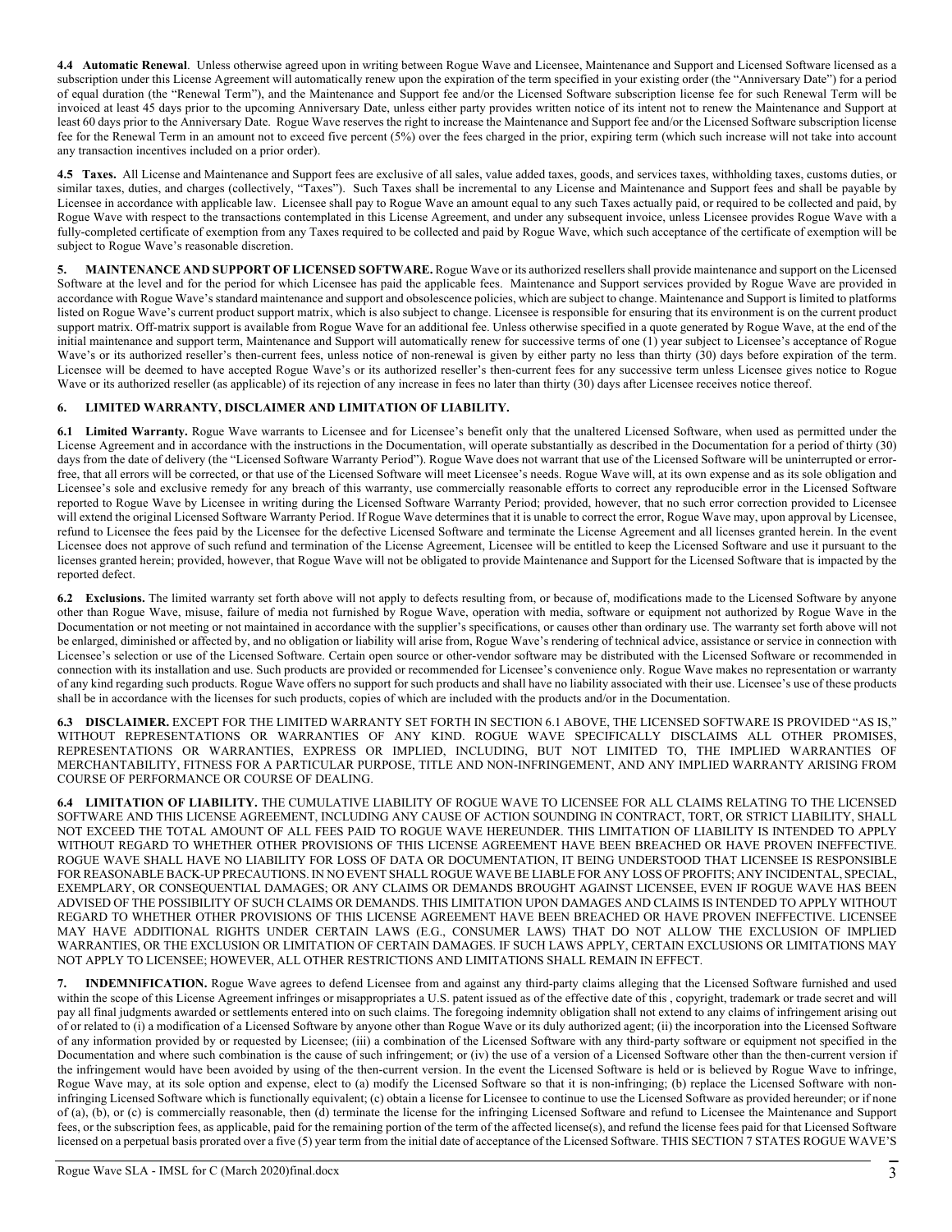**4.4 Automatic Renewal**. Unless otherwise agreed upon in writing between Rogue Wave and Licensee, Maintenance and Support and Licensed Software licensed as a subscription under this License Agreement will automatically renew upon the expiration of the term specified in your existing order (the "Anniversary Date") for a period of equal duration (the "Renewal Term"), and the Maintenance and Support fee and/or the Licensed Software subscription license fee for such Renewal Term will be invoiced at least 45 days prior to the upcoming Anniversary Date, unless either party provides written notice of its intent not to renew the Maintenance and Support at least 60 days prior to the Anniversary Date. Rogue Wave reserves the right to increase the Maintenance and Support fee and/or the Licensed Software subscription license fee for the Renewal Term in an amount not to exceed five percent (5%) over the fees charged in the prior, expiring term (which such increase will not take into account any transaction incentives included on a prior order).

**4.5 Taxes.** All License and Maintenance and Support fees are exclusive of all sales, value added taxes, goods, and services taxes, withholding taxes, customs duties, or similar taxes, duties, and charges (collectively, "Taxes"). Such Taxes shall be incremental to any License and Maintenance and Support fees and shall be payable by Licensee in accordance with applicable law. Licensee shall pay to Rogue Wave an amount equal to any such Taxes actually paid, or required to be collected and paid, by Rogue Wave with respect to the transactions contemplated in this License Agreement, and under any subsequent invoice, unless Licensee provides Rogue Wave with a fully-completed certificate of exemption from any Taxes required to be collected and paid by Rogue Wave, which such acceptance of the certificate of exemption will be subject to Rogue Wave's reasonable discretion.

**5. MAINTENANCE AND SUPPORT OF LICENSED SOFTWARE.** Rogue Wave or its authorized resellers shall provide maintenance and support on the Licensed Software at the level and for the period for which Licensee has paid the applicable fees. Maintenance and Support services provided by Rogue Wave are provided in accordance with Rogue Wave's standard maintenance and support and obsolescence policies, which are subject to change. Maintenance and Support is limited to platforms listed on Rogue Wave's current product support matrix, which is also subject to change. Licensee is responsible for ensuring that its environment is on the current product support matrix. Off-matrix support is available from Rogue Wave for an additional fee. Unless otherwise specified in a quote generated by Rogue Wave, at the end of the initial maintenance and support term, Maintenance and Support will automatically renew for successive terms of one (1) year subject to Licensee's acceptance of Rogue Wave's or its authorized reseller's then-current fees, unless notice of non-renewal is given by either party no less than thirty (30) days before expiration of the term. Licensee will be deemed to have accepted Rogue Wave's or its authorized reseller's then-current fees for any successive term unless Licensee gives notice to Rogue Wave or its authorized reseller (as applicable) of its rejection of any increase in fees no later than thirty (30) days after Licensee receives notice thereof.

**6. LIMITED WARRANTY, DISCLAIMER AND LIMITATION OF LIABILITY.**

**6.1 Limited Warranty.** Rogue Wave warrants to Licensee and for Licensee's benefit only that the unaltered Licensed Software, when used as permitted under the License Agreement and in accordance with the instructions in the Documentation, will operate substantially as described in the Documentation for a period of thirty (30) days from the date of delivery (the "Licensed Software Warranty Period"). Rogue Wave does not warrant that use of the Licensed Software will be uninterrupted or error-free, that all errors will be corrected, or that use of the Licensed Software will meet Licensee's needs. Rogue Wave will, at its own expense and as its sole obligation and Licensee's sole and exclusive remedy for any breach of this warranty, use commercially reasonable efforts to correct any reproducible error in the Licensed Software reported to Rogue Wave by Licensee in writing during the Licensed Software Warranty Period; provided, however, that no such error correction provided to Licensee will extend the original Licensed Software Warranty Period. If Rogue Wave determines that it is unable to correct the error, Rogue Wave may, upon approval by Licensee, refund to Licensee the fees paid by the Licensee for the defective Licensed Software and terminate the License Agreement and all licenses granted herein. In the event Licensee does not approve of such refund and termination of the License Agreement, Licensee will be entitled to keep the Licensed Software and use it pursuant to the licenses granted herein; provided, however, that Rogue Wave will not be obligated to provide Maintenance and Support for the Licensed Software that is impacted by the reported defect.

**6.2 Exclusions.** The limited warranty set forth above will not apply to defects resulting from, or because of, modifications made to the Licensed Software by anyone other than Rogue Wave, misuse, failure of media not furnished by Rogue Wave, operation with media, software or equipment not authorized by Rogue Wave in the Documentation or not meeting or not maintained in accordance with the supplier's specifications, or causes other than ordinary use. The warranty set forth above will not be enlarged, diminished or affected by, and no obligation or liability will arise from, Rogue Wave's rendering of technical advice, assistance or service in connection with Licensee's selection or use of the Licensed Software. Certain open source or other-vendor software may be distributed with the Licensed Software or recommended in connection with its installation and use. Such products are provided or recommended for Licensee's convenience only. Rogue Wave makes no representation or warranty of any kind regarding such products. Rogue Wave offers no support for such products and shall have no liability associated with their use. Licensee's use of these products shall be in accordance with the licenses for such products, copies of which are included with the products and/or in the Documentation.

**6.3 DISCLAIMER.** EXCEPT FOR THE LIMITED WARRANTY SET FORTH IN SECTION 6.1 ABOVE, THE LICENSED SOFTWARE IS PROVIDED "AS IS," WITHOUT REPRESENTATIONS OR WARRANTIES OF ANY KIND. ROGUE WAVE SPECIFICALLY DISCLAIMS ALL OTHER PROMISES, REPRESENTATIONS OR WARRANTIES, EXPRESS OR IMPLIED, INCLUDING, BUT NOT LIMITED TO, THE IMPLIED WARRANTIES OF MERCHANTABILITY, FITNESS FOR A PARTICULAR PURPOSE, TITLE AND NON-INFRINGEMENT, AND ANY IMPLIED WARRANTY ARISING FROM COURSE OF PERFORMANCE OR COURSE OF DEALING.

**6.4 LIMITATION OF LIABILITY.** THE CUMULATIVE LIABILITY OF ROGUE WAVE TO LICENSEE FOR ALL CLAIMS RELATING TO THE LICENSED SOFTWARE AND THIS LICENSE AGREEMENT, INCLUDING ANY CAUSE OF ACTION SOUNDING IN CONTRACT, TORT, OR STRICT LIABILITY, SHALL NOT EXCEED THE TOTAL AMOUNT OF ALL FEES PAID TO ROGUE WAVE HEREUNDER. THIS LIMITATION OF LIABILITY IS INTENDED TO APPLY WITHOUT REGARD TO WHETHER OTHER PROVISIONS OF THIS LICENSE AGREEMENT HAVE BEEN BREACHED OR HAVE PROVEN INEFFECTIVE. ROGUE WAVE SHALL HAVE NO LIABILITY FOR LOSS OF DATA OR DOCUMENTATION, IT BEING UNDERSTOOD THAT LICENSEE IS RESPONSIBLE FOR REASONABLE BACK-UP PRECAUTIONS. IN NO EVENT SHALL ROGUE WAVE BE LIABLE FOR ANY LOSS OF PROFITS; ANY INCIDENTAL, SPECIAL, EXEMPLARY, OR CONSEQUENTIAL DAMAGES; OR ANY CLAIMS OR DEMANDS BROUGHT AGAINST LICENSEE, EVEN IF ROGUE WAVE HAS BEEN ADVISED OF THE POSSIBILITY OF SUCH CLAIMS OR DEMANDS. THIS LIMITATION UPON DAMAGES AND CLAIMS IS INTENDED TO APPLY WITHOUT REGARD TO WHETHER OTHER PROVISIONS OF THIS LICENSE AGREEMENT HAVE BEEN BREACHED OR HAVE PROVEN INEFFECTIVE. LICENSEE MAY HAVE ADDITIONAL RIGHTS UNDER CERTAIN LAWS (E.G., CONSUMER LAWS) THAT DO NOT ALLOW THE EXCLUSION OF IMPLIED WARRANTIES, OR THE EXCLUSION OR LIMITATION OF CERTAIN DAMAGES. IF SUCH LAWS APPLY, CERTAIN EXCLUSIONS OR LIMITATIONS MAY NOT APPLY TO LICENSEE; HOWEVER, ALL OTHER RESTRICTIONS AND LIMITATIONS SHALL REMAIN IN EFFECT.

**7. INDEMNIFICATION.** Rogue Wave agrees to defend Licensee from and against any third-party claims alleging that the Licensed Software furnished and used within the scope of this License Agreement infringes or misappropriates a U.S. patent issued as of the effective date of this , copyright, trademark or trade secret and will pay all final judgments awarded or settlements entered into on such claims. The foregoing indemnity obligation shall not extend to any claims of infringement arising out of or related to (i) a modification of a Licensed Software by anyone other than Rogue Wave or its duly authorized agent; (ii) the incorporation into the Licensed Software of any information provided by or requested by Licensee; (iii) a combination of the Licensed Software with any third-party software or equipment not specified in the Documentation and where such combination is the cause of such infringement; or (iv) the use of a version of a Licensed Software other than the then-current version if the infringement would have been avoided by using of the then-current version. In the event the Licensed Software is held or is believed by Rogue Wave to infringe, Rogue Wave may, at its sole option and expense, elect to (a) modify the Licensed Software so that it is non-infringing; (b) replace the Licensed Software with non-infringing Licensed Software which is functionally equivalent; (c) obtain a license for Licensee to continue to use the Licensed Software as provided hereunder; or if none of (a), (b), or (c) is commercially reasonable, then (d) terminate the license for the infringing Licensed Software and refund to Licensee the Maintenance and Support fees, or the subscription fees, as applicable, paid for the remaining portion of the term of the affected license(s), and refund the license fees paid for that Licensed Software licensed on a perpetual basis prorated over a five (5) year term from the initial date of acceptance of the Licensed Software. THIS SECTION 7 STATES ROGUE WAVE'S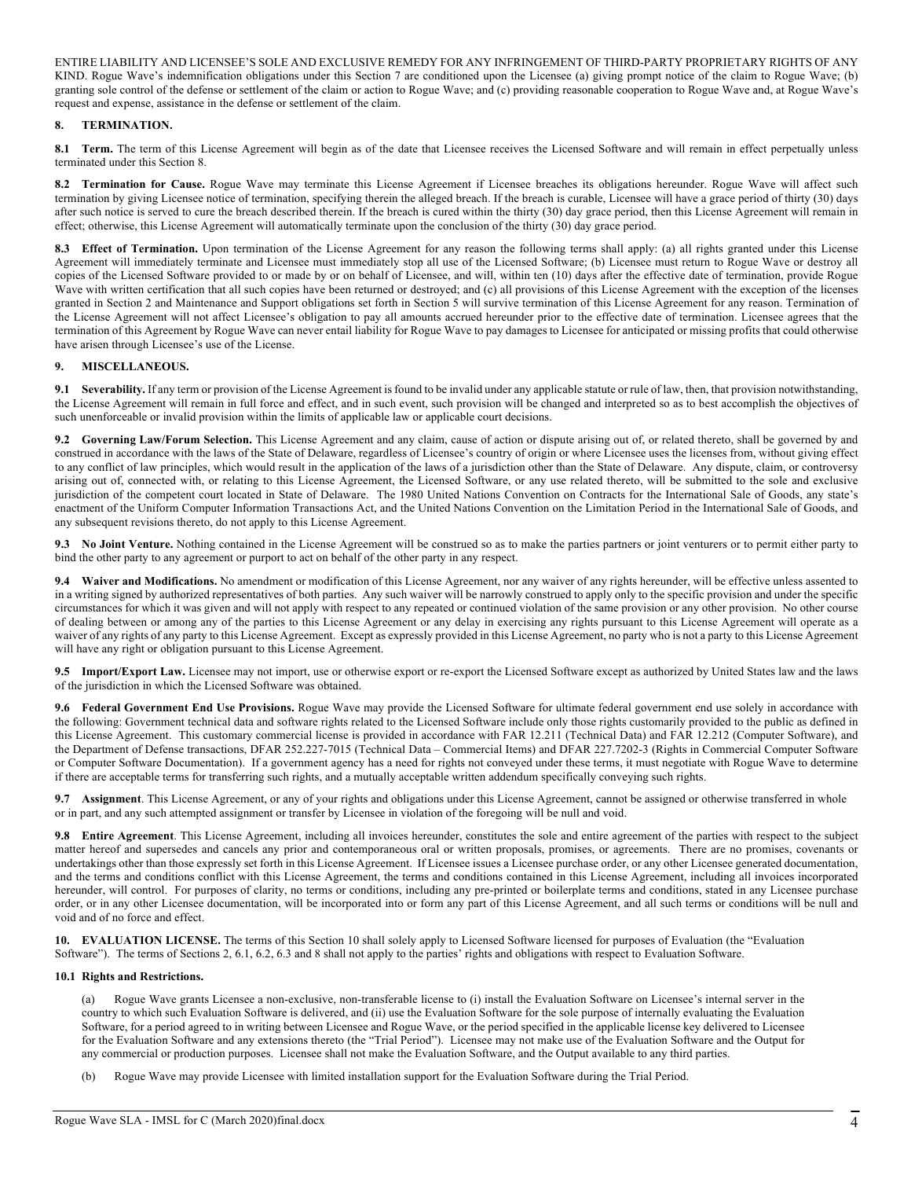ENTIRE LIABILITY AND LICENSEE'S SOLE AND EXCLUSIVE REMEDY FOR ANY INFRINGEMENT OF THIRD-PARTY PROPRIETARY RIGHTS OF ANY KIND. Rogue Wave's indemnification obligations under this Section 7 are conditioned upon the Licensee (a) giving prompt notice of the claim to Rogue Wave; (b) granting sole control of the defense or settlement of the claim or action to Rogue Wave; and (c) providing reasonable cooperation to Rogue Wave and, at Rogue Wave's request and expense, assistance in the defense or settlement of the claim.

## 8. TERMINATION.

**8.1 Term.** The term of this License Agreement will begin as of the date that Licensee receives the Licensed Software and will remain in effect perpetually unless terminated under this Section 8.

**8.2 Termination for Cause.** Rogue Wave may terminate this License Agreement if Licensee breaches its obligations hereunder. Rogue Wave will affect such termination by giving Licensee notice of termination, specifying therein the alleged breach. If the breach is curable, Licensee will have a grace period of thirty (30) days after such notice is served to cure the breach described therein. If the breach is cured within the thirty (30) day grace period, then this License Agreement will remain in effect; otherwise, this License Agreement will automatically terminate upon the conclusion of the thirty (30) day grace period.

**8.3 Effect of Termination.** Upon termination of the License Agreement for any reason the following terms shall apply: (a) all rights granted under this License Agreement will immediately terminate and Licensee must immediately stop all use of the Licensed Software; (b) Licensee must return to Rogue Wave or destroy all copies of the Licensed Software provided to or made by or on behalf of Licensee, and will, within ten (10) days after the effective date of termination, provide Rogue Wave with written certification that all such copies have been returned or destroyed; and (c) all provisions of this License Agreement with the exception of the licenses granted in Section 2 and Maintenance and Support obligations set forth in Section 5 will survive termination of this License Agreement for any reason. Termination of the License Agreement will not affect Licensee's obligation to pay all amounts accrued hereunder prior to the effective date of termination. Licensee agrees that the termination of this Agreement by Rogue Wave can never entail liability for Rogue Wave to pay damages to Licensee for anticipated or missing profits that could otherwise have arisen through Licensee's use of the License.

## 9. MISCELLANEOUS.

**9.1 Severability.** If any term or provision of the License Agreement is found to be invalid under any applicable statute or rule of law, then, that provision notwithstanding, the License Agreement will remain in full force and effect, and in such event, such provision will be changed and interpreted so as to best accomplish the objectives of such unenforceable or invalid provision within the limits of applicable law or applicable court decisions.

**9.2 Governing Law/Forum Selection.** This License Agreement and any claim, cause of action or dispute arising out of, or related thereto, shall be governed by and construed in accordance with the laws of the State of Delaware, regardless of Licensee's country of origin or where Licensee uses the licenses from, without giving effect to any conflict of law principles, which would result in the application of the laws of a jurisdiction other than the State of Delaware. Any dispute, claim, or controversy arising out of, connected with, or relating to this License Agreement, the Licensed Software, or any use related thereto, will be submitted to the sole and exclusive jurisdiction of the competent court located in State of Delaware. The 1980 United Nations Convention on Contracts for the International Sale of Goods, any state's enactment of the Uniform Computer Information Transactions Act, and the United Nations Convention on the Limitation Period in the International Sale of Goods, and any subsequent revisions thereto, do not apply to this License Agreement.

**9.3 No Joint Venture.** Nothing contained in the License Agreement will be construed so as to make the parties partners or joint venturers or to permit either party to bind the other party to any agreement or purport to act on behalf of the other party in any respect.

**9.4 Waiver and Modifications.** No amendment or modification of this License Agreement, nor any waiver of any rights hereunder, will be effective unless assented to in a writing signed by authorized representatives of both parties. Any such waiver will be narrowly construed to apply only to the specific provision and under the specific circumstances for which it was given and will not apply with respect to any repeated or continued violation of the same provision or any other provision. No other course of dealing between or among any of the parties to this License Agreement or any delay in exercising any rights pursuant to this License Agreement will operate as a waiver of any rights of any party to this License Agreement. Except as expressly provided in this License Agreement, no party who is not a party to this License Agreement will have any right or obligation pursuant to this License Agreement.

**9.5 Import/Export Law.** Licensee may not import, use or otherwise export or re-export the Licensed Software except as authorized by United States law and the laws of the jurisdiction in which the Licensed Software was obtained.

**9.6 Federal Government End Use Provisions.** Rogue Wave may provide the Licensed Software for ultimate federal government end use solely in accordance with the following: Government technical data and software rights related to the Licensed Software include only those rights customarily provided to the public as defined in this License Agreement. This customary commercial license is provided in accordance with FAR 12.211 (Technical Data) and FAR 12.212 (Computer Software), and the Department of Defense transactions, DFAR 252.227-7015 (Technical Data – Commercial Items) and DFAR 227.7202-3 (Rights in Commercial Computer Software or Computer Software Documentation). If a government agency has a need for rights not conveyed under these terms, it must negotiate with Rogue Wave to determine if there are acceptable terms for transferring such rights, and a mutually acceptable written addendum specifically conveying such rights.

**9.7 Assignment**. This License Agreement, or any of your rights and obligations under this License Agreement, cannot be assigned or otherwise transferred in whole or in part, and any such attempted assignment or transfer by Licensee in violation of the foregoing will be null and void.

**9.8 Entire Agreement**. This License Agreement, including all invoices hereunder, constitutes the sole and entire agreement of the parties with respect to the subject matter hereof and supersedes and cancels any prior and contemporaneous oral or written proposals, promises, or agreements. There are no promises, covenants or undertakings other than those expressly set forth in this License Agreement. If Licensee issues a Licensee purchase order, or any other Licensee generated documentation, and the terms and conditions conflict with this License Agreement, the terms and conditions contained in this License Agreement, including all invoices incorporated hereunder, will control. For purposes of clarity, no terms or conditions, including any pre-printed or boilerplate terms and conditions, stated in any Licensee purchase order, or in any other Licensee documentation, will be incorporated into or form any part of this License Agreement, and all such terms or conditions will be null and void and of no force and effect.

**10. EVALUATION LICENSE.** The terms of this Section 10 shall solely apply to Licensed Software licensed for purposes of Evaluation (the "Evaluation Software"). The terms of Sections 2, 6.1, 6.2, 6.3 and 8 shall not apply to the parties' rights and obligations with respect to Evaluation Software.

### 10.1 Rights and Restrictions.

(a) Rogue Wave grants Licensee a non-exclusive, non-transferable license to (i) install the Evaluation Software on Licensee's internal server in the country to which such Evaluation Software is delivered, and (ii) use the Evaluation Software for the sole purpose of internally evaluating the Evaluation Software, for a period agreed to in writing between Licensee and Rogue Wave, or the period specified in the applicable license key delivered to Licensee for the Evaluation Software and any extensions thereto (the "Trial Period"). Licensee may not make use of the Evaluation Software and the Output for any commercial or production purposes. Licensee shall not make the Evaluation Software, and the Output available to any third parties.

(b) Rogue Wave may provide Licensee with limited installation support for the Evaluation Software during the Trial Period.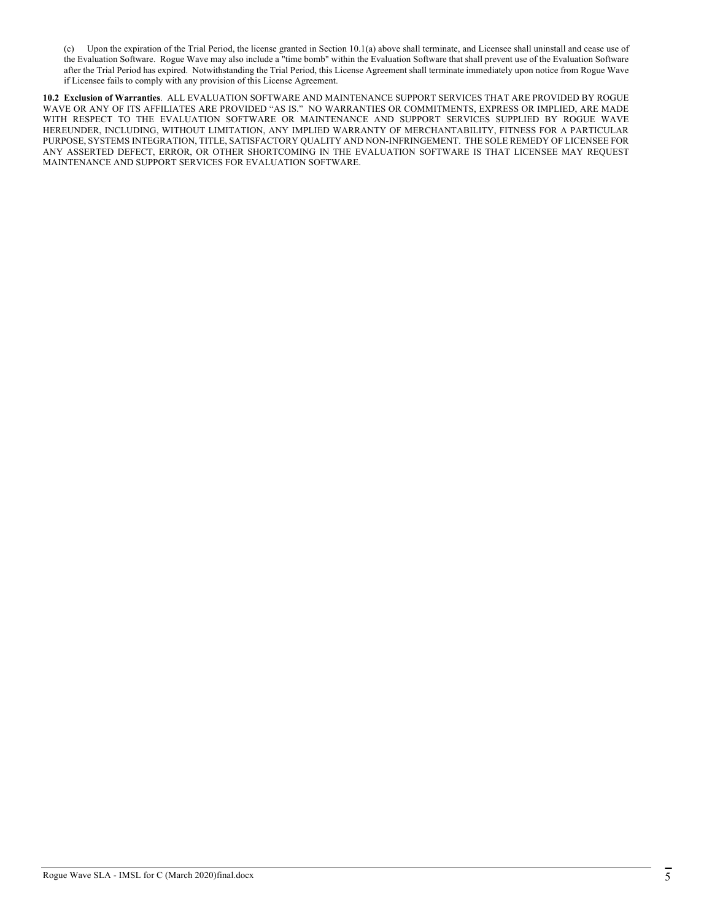(c) Upon the expiration of the Trial Period, the license granted in Section 10.1(a) above shall terminate, and Licensee shall uninstall and cease use of the Evaluation Software. Rogue Wave may also include a "time bomb" within the Evaluation Software that shall prevent use of the Evaluation Software after the Trial Period has expired. Notwithstanding the Trial Period, this License Agreement shall terminate immediately upon notice from Rogue Wave if Licensee fails to comply with any provision of this License Agreement.

**10.2 Exclusion of Warranties**. ALL EVALUATION SOFTWARE AND MAINTENANCE SUPPORT SERVICES THAT ARE PROVIDED BY ROGUE WAVE OR ANY OF ITS AFFILIATES ARE PROVIDED "AS IS." NO WARRANTIES OR COMMITMENTS, EXPRESS OR IMPLIED, ARE MADE WITH RESPECT TO THE EVALUATION SOFTWARE OR MAINTENANCE AND SUPPORT SERVICES SUPPLIED BY ROGUE WAVE HEREUNDER, INCLUDING, WITHOUT LIMITATION, ANY IMPLIED WARRANTY OF MERCHANTABILITY, FITNESS FOR A PARTICULAR PURPOSE, SYSTEMS INTEGRATION, TITLE, SATISFACTORY QUALITY AND NON-INFRINGEMENT. THE SOLE REMEDY OF LICENSEE FOR ANY ASSERTED DEFECT, ERROR, OR OTHER SHORTCOMING IN THE EVALUATION SOFTWARE IS THAT LICENSEE MAY REQUEST MAINTENANCE AND SUPPORT SERVICES FOR EVALUATION SOFTWARE.